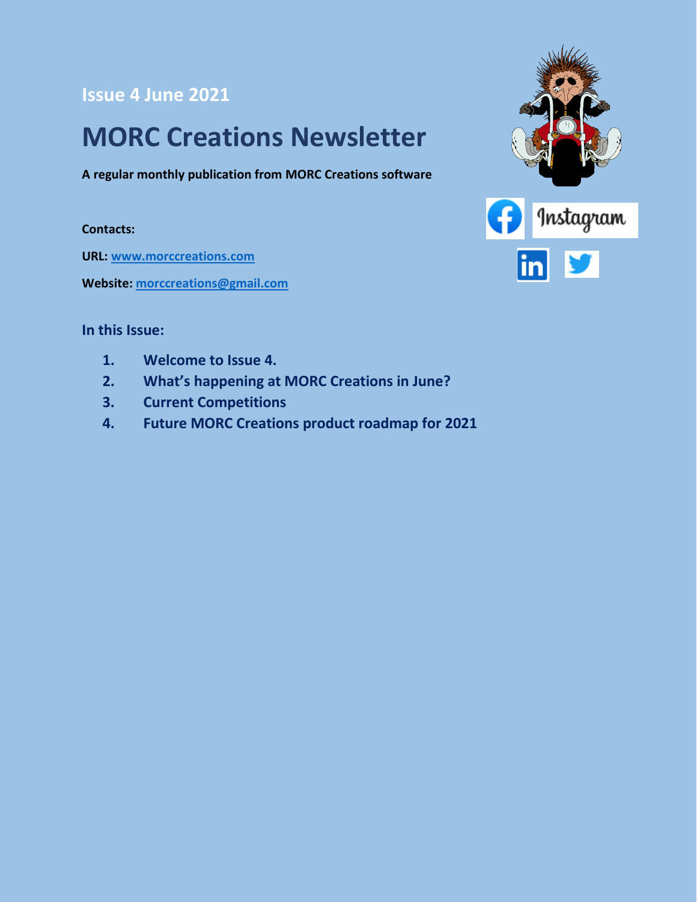**Issue 4 June 2021**

# MORC Creations Newsletter

**A regular monthly publication from MORC Creations software**

**Contacts:**

**URL:** [www.morccreations.com](http://www.morccreations.com)

**Website:** [morccreations@gmail.com](mailto:morccreations@gmail.com)

## In this Issue:

1. **Welcome to Issue 4.**
2. **What's happening at MORC Creations in June?**
3. **Current Competitions**
4. **Future MORC Creations product roadmap for 2021**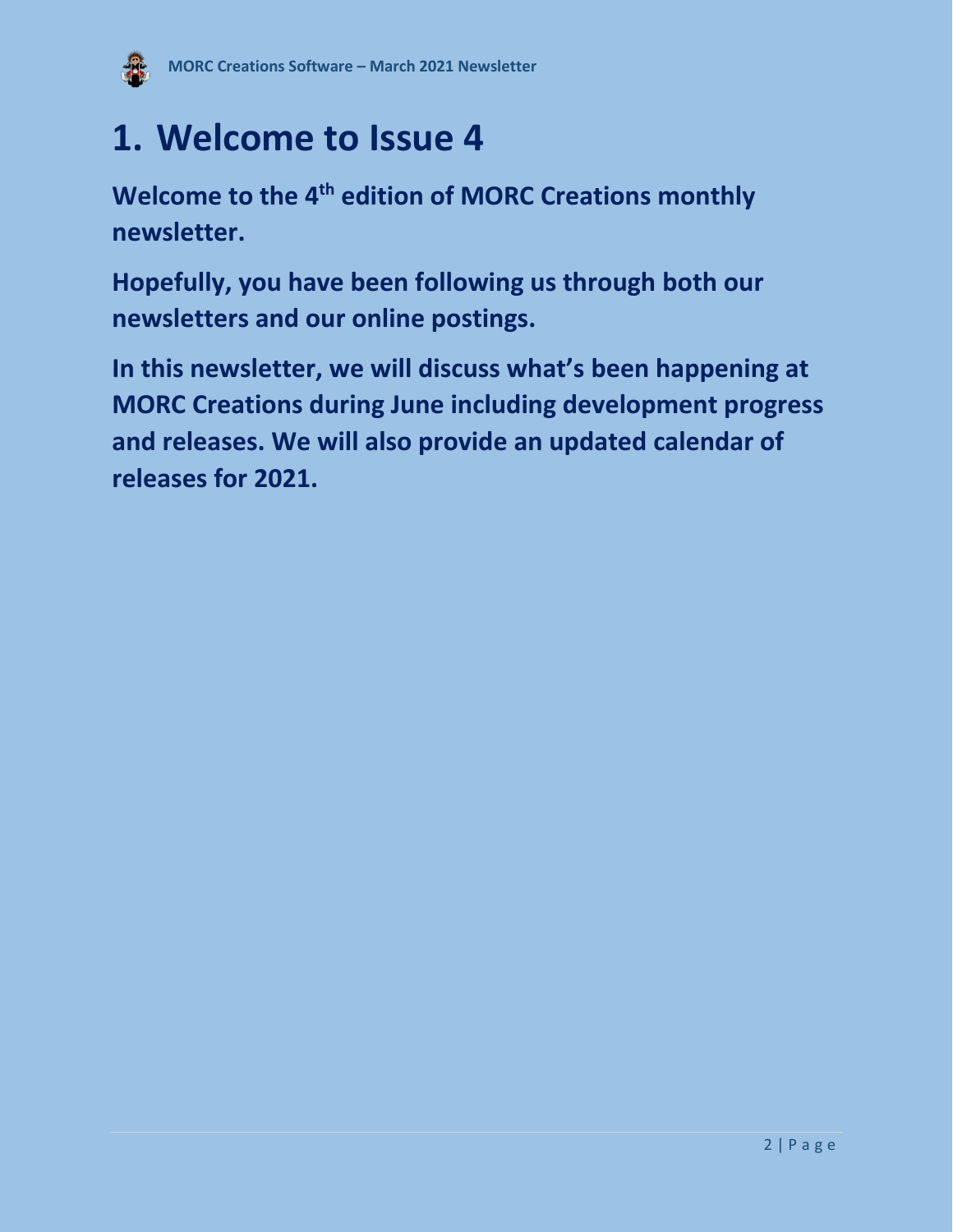# 1. Welcome to Issue 4

**Welcome to the 4th edition of MORC Creations monthly newsletter.**

**Hopefully, you have been following us through both our newsletters and our online postings.**

**In this newsletter, we will discuss what's been happening at MORC Creations during June including development progress and releases. We will also provide an updated calendar of releases for 2021.**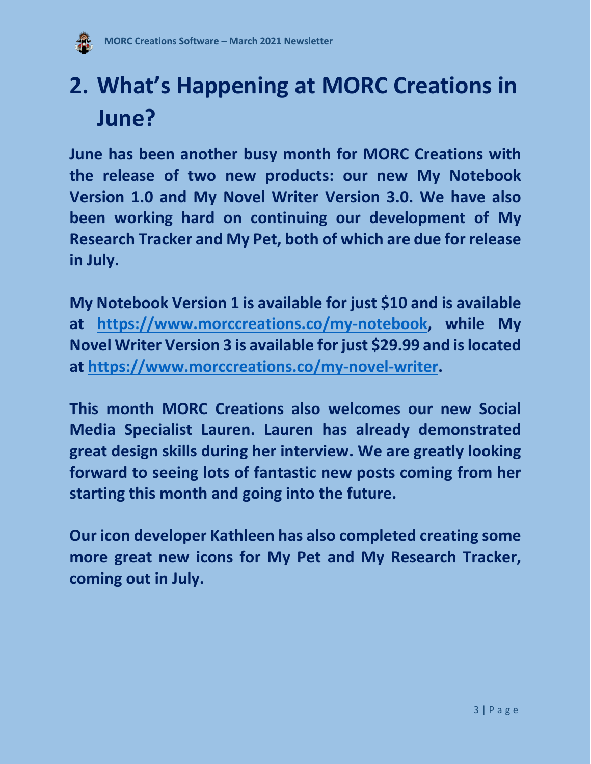# 2. What's Happening at MORC Creations in June?

**June has been another busy month for MORC Creations with the release of two new products: our new My Notebook Version 1.0 and My Novel Writer Version 3.0. We have also been working hard on continuing our development of My Research Tracker and My Pet, both of which are due for release in July.**

**My Notebook Version 1 is available for just $10 and is available at [https://www.morccreations.co/my-notebook](https://www.morccreations.co/my-notebook), while My Novel Writer Version 3 is available for just $29.99 and is located at [https://www.morccreations.co/my-novel-writer](https://www.morccreations.co/my-novel-writer).**

**This month MORC Creations also welcomes our new Social Media Specialist Lauren. Lauren has already demonstrated great design skills during her interview. We are greatly looking forward to seeing lots of fantastic new posts coming from her starting this month and going into the future.**

**Our icon developer Kathleen has also completed creating some more great new icons for My Pet and My Research Tracker, coming out in July.**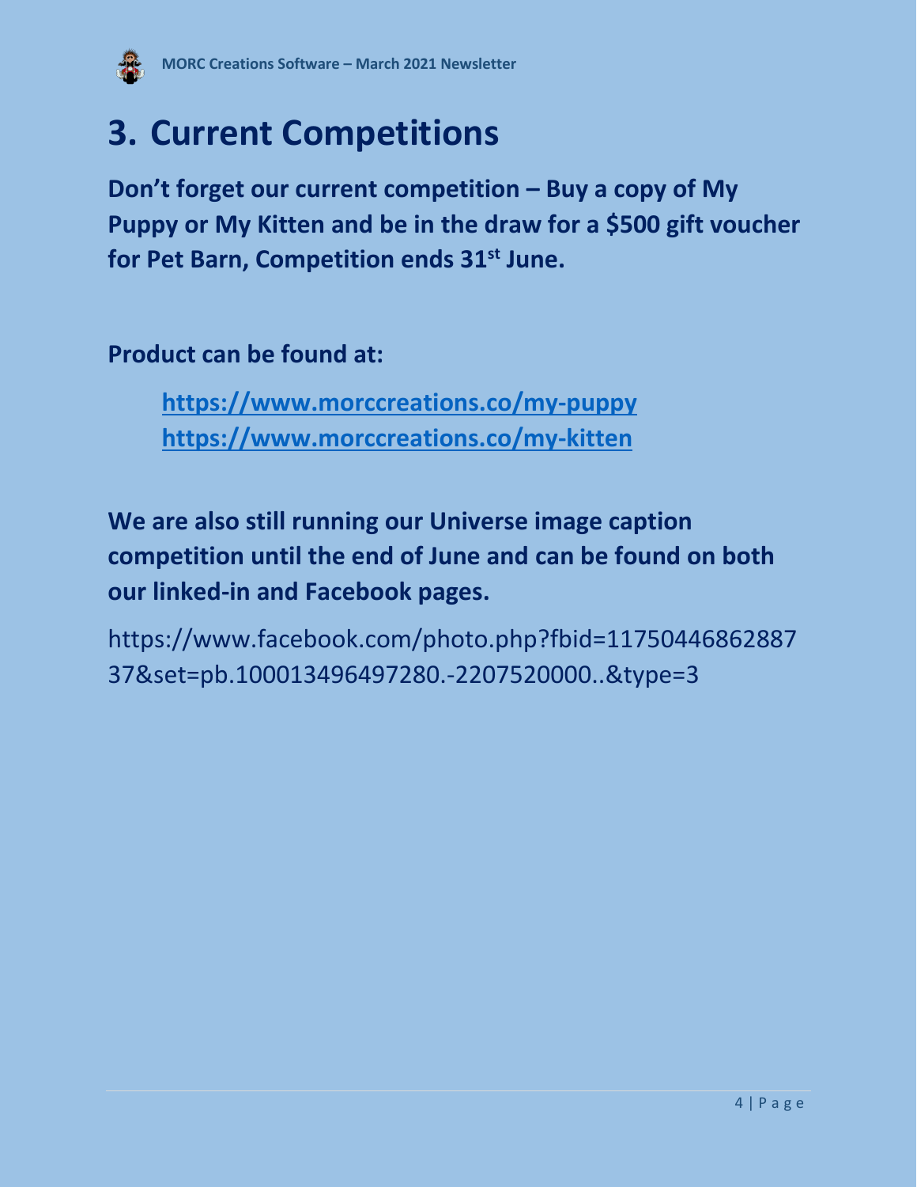# 3. Current Competitions

**Don't forget our current competition – Buy a copy of My Puppy or My Kitten and be in the draw for a $500 gift voucher for Pet Barn, Competition ends 31st June.**

**Product can be found at:**

> **https://www.morccreations.co/my-puppy**
> **https://www.morccreations.co/my-kitten**

**We are also still running our Universe image caption competition until the end of June and can be found on both our linked-in and Facebook pages.**

https://www.facebook.com/photo.php?fbid=1175044686288737&set=pb.100013496497280.-2207520000..&type=3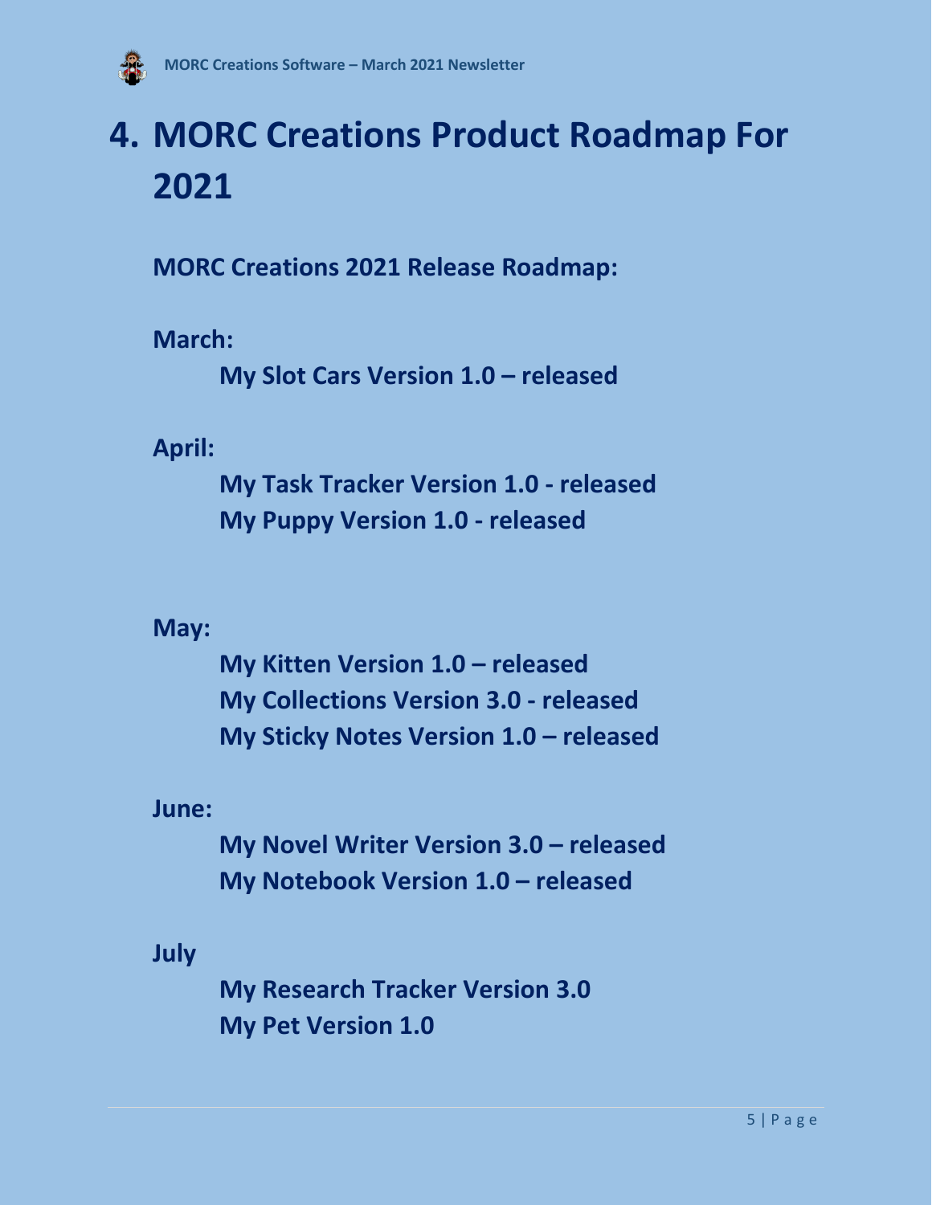# 4. MORC Creations Product Roadmap For 2021

**MORC Creations 2021 Release Roadmap:**

**March:**

**My Slot Cars Version 1.0 – released**

**April:**

**My Task Tracker Version 1.0 - released**
**My Puppy Version 1.0 - released**

**May:**

**My Kitten Version 1.0 – released**
**My Collections Version 3.0 - released**
**My Sticky Notes Version 1.0 – released**

**June:**

**My Novel Writer Version 3.0 – released**
**My Notebook Version 1.0 – released**

**July**

**My Research Tracker Version 3.0**
**My Pet Version 1.0**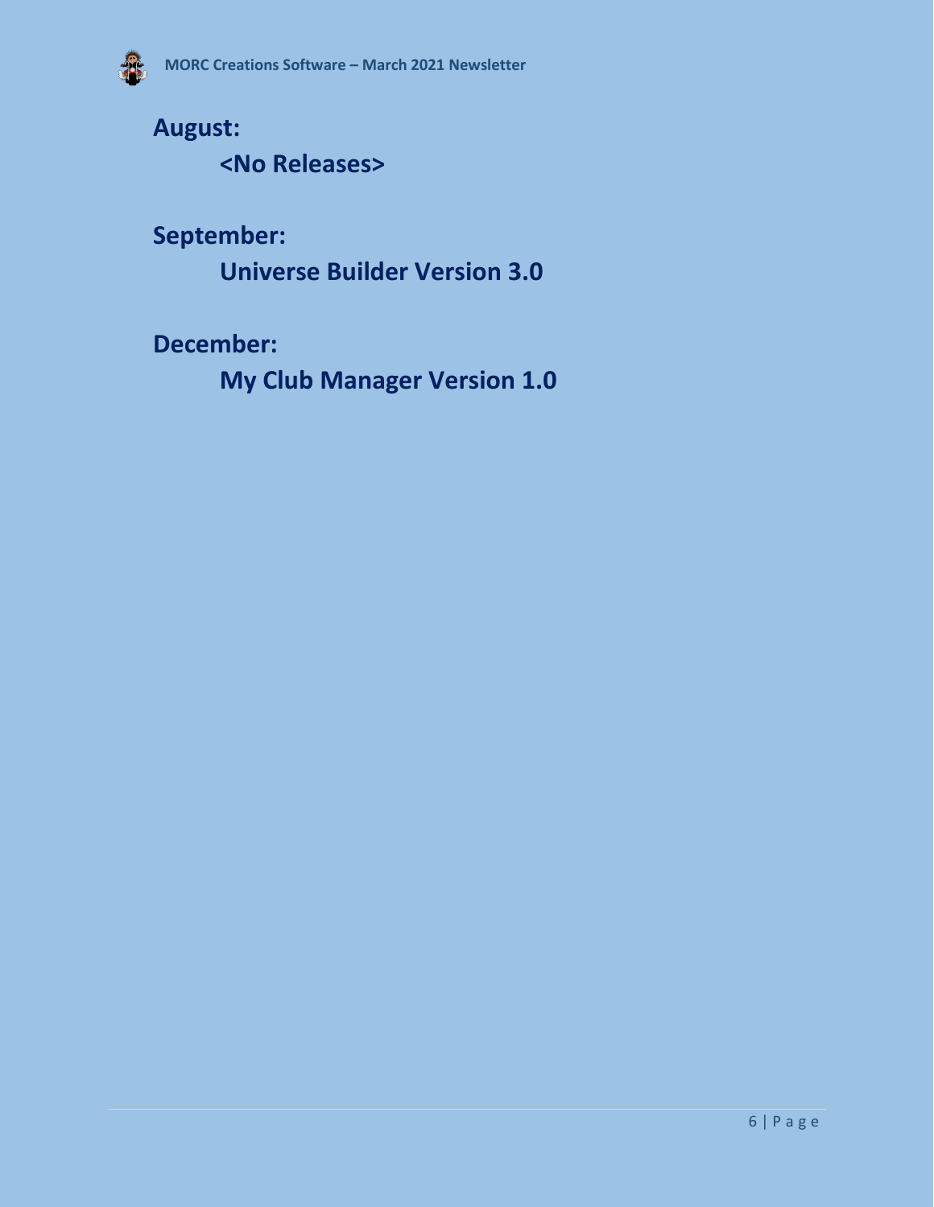**August:**

**<No Releases>**

**September:**

**Universe Builder Version 3.0**

**December:**

**My Club Manager Version 1.0**